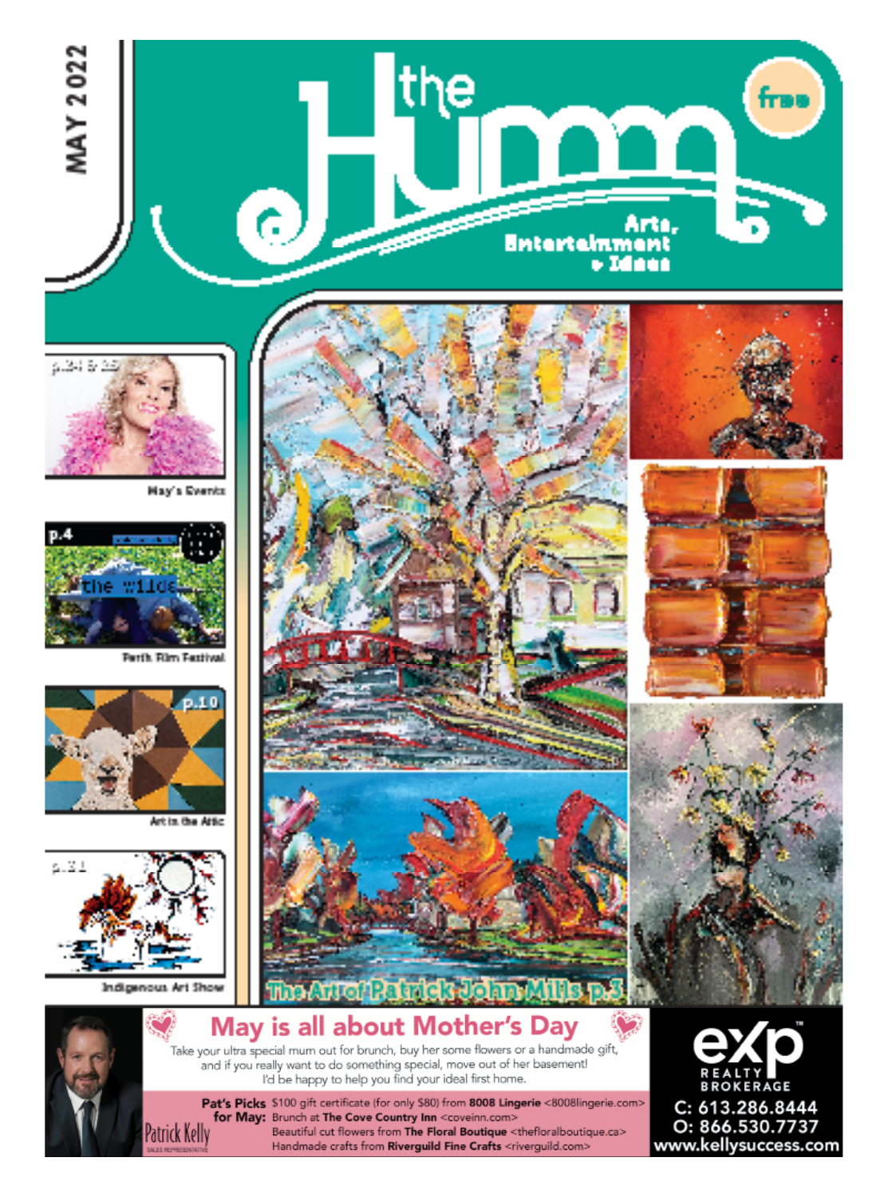MAY 2022

# the Humm

free

Arts, Entertainment & Ideas

p.24 & 25

May's Events

p.4

Perth Film Festival

p.10

Art in the Attic

p.31

Indigenous Art Show

The Art of Patrick John Mills p.3

## May is all about Mother's Day

Take your ultra special mum out for brunch, buy her some flowers or a handmade gift, and if you really want to do something special, move out of her basement! I'd be happy to help you find your ideal first home.

**Pat's Picks for May:** $100 gift certificate (for only $80) from **8008 Lingerie** <8008lingerie.com>
Brunch at **The Cove Country Inn** <coveinn.com>
Beautiful cut flowers from **The Floral Boutique** <thefloralboutique.ca>
Handmade crafts from **Riverguild Fine Crafts** <riverguild.com>

Patrick Kelly
SALES REPRESENTATIVE

eXp REALTY BROKERAGE

C: 613.286.8444
O: 866.530.7737
www.kellysuccess.com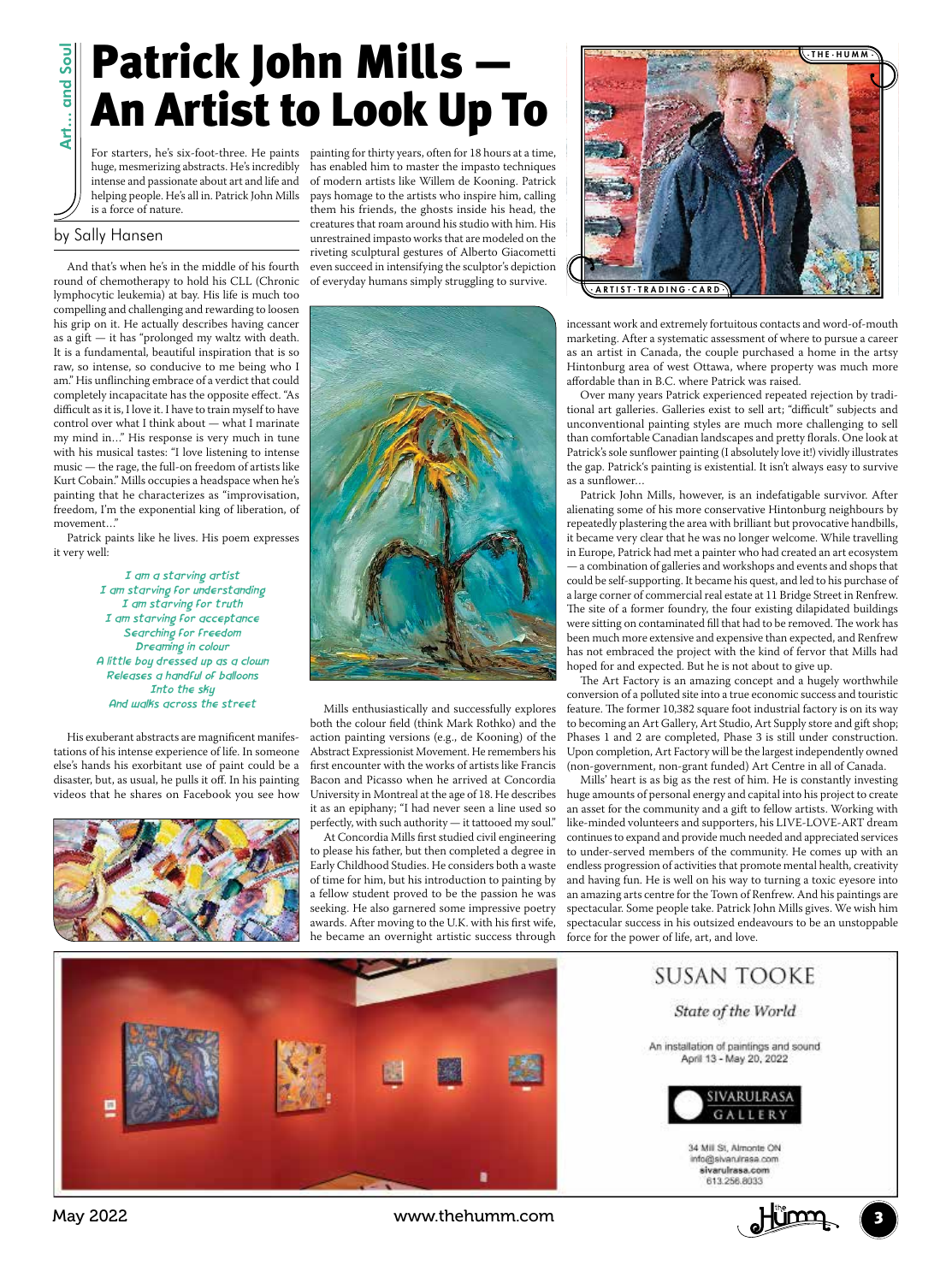Art… and Soul

# Patrick John Mills — An Artist to Look Up To

For starters, he's six-foot-three. He paints huge, mesmerizing abstracts. He's incredibly intense and passionate about art and life and helping people. He's all in. Patrick John Mills is a force of nature.

by Sally Hansen

And that's when he's in the middle of his fourth round of chemotherapy to hold his CLL (Chronic lymphocytic leukemia) at bay. His life is much too compelling and challenging and rewarding to loosen his grip on it. He actually describes having cancer as a gift — it has "prolonged my waltz with death. It is a fundamental, beautiful inspiration that is so raw, so intense, so conducive to me being who I am." His unflinching embrace of a verdict that could completely incapacitate has the opposite effect. "As difficult as it is, I love it. I have to train myself to have control over what I think about — what I marinate my mind in…" His response is very much in tune with his musical tastes: "I love listening to intense music — the rage, the full-on freedom of artists like Kurt Cobain." Mills occupies a headspace when he's painting that he characterizes as "improvisation, freedom, I'm the exponential king of liberation, of movement…"

Patrick paints like he lives. His poem expresses it very well:

*I am a starving artist*
*I am starving for understanding*
*I am starving for truth*
*I am starving for acceptance*
*Searching for freedom*
*Dreaming in colour*
*A little boy dressed up as a clown*
*Releases a handful of balloons*
*Into the sky*
*And walks across the street*

His exuberant abstracts are magnificent manifestations of his intense experience of life. In someone else's hands his exorbitant use of paint could be a disaster, but, as usual, he pulls it off. In his painting videos that he shares on Facebook you see how painting for thirty years, often for 18 hours at a time, has enabled him to master the impasto techniques of modern artists like Willem de Kooning. Patrick pays homage to the artists who inspire him, calling them his friends, the ghosts inside his head, the creatures that roam around his studio with him. His unrestrained impasto works that are modeled on the riveting sculptural gestures of Alberto Giacometti even succeed in intensifying the sculptor's depiction of everyday humans simply struggling to survive.

Mills enthusiastically and successfully explores both the colour field (think Mark Rothko) and the action painting versions (e.g., de Kooning) of the Abstract Expressionist Movement. He remembers his first encounter with the works of artists like Francis Bacon and Picasso when he arrived at Concordia University in Montreal at the age of 18. He describes it as an epiphany; "I had never seen a line used so perfectly, with such authority — it tattooed my soul."

At Concordia Mills first studied civil engineering to please his father, but then completed a degree in Early Childhood Studies. He considers both a waste of time for him, but his introduction to painting by a fellow student proved to be the passion he was seeking. He also garnered some impressive poetry awards. After moving to the U.K. with his first wife, he became an overnight artistic success through incessant work and extremely fortuitous contacts and word-of-mouth marketing. After a systematic assessment of where to pursue a career as an artist in Canada, the couple purchased a home in the artsy Hintonburg area of west Ottawa, where property was much more affordable than in B.C. where Patrick was raised.

THE·HUMM · ARTIST·TRADING·CARD

Over many years Patrick experienced repeated rejection by traditional art galleries. Galleries exist to sell art; "difficult" subjects and unconventional painting styles are much more challenging to sell than comfortable Canadian landscapes and pretty florals. One look at Patrick's sole sunflower painting (I absolutely love it!) vividly illustrates the gap. Patrick's painting is existential. It isn't always easy to survive as a sunflower…

Patrick John Mills, however, is an indefatigable survivor. After alienating some of his more conservative Hintonburg neighbours by repeatedly plastering the area with brilliant but provocative handbills, it became very clear that he was no longer welcome. While travelling in Europe, Patrick had met a painter who had created an art ecosystem — a combination of galleries and workshops and events and shops that could be self-supporting. It became his quest, and led to his purchase of a large corner of commercial real estate at 11 Bridge Street in Renfrew. The site of a former foundry, the four existing dilapidated buildings were sitting on contaminated fill that had to be removed. The work has been much more extensive and expensive than expected, and Renfrew has not embraced the project with the kind of fervor that Mills had hoped for and expected. But he is not about to give up.

The Art Factory is an amazing concept and a hugely worthwhile conversion of a polluted site into a true economic success and touristic feature. The former 10,382 square foot industrial factory is on its way to becoming an Art Gallery, Art Studio, Art Supply store and gift shop; Phases 1 and 2 are completed, Phase 3 is still under construction. Upon completion, Art Factory will be the largest independently owned (non-government, non-grant funded) Art Centre in all of Canada.

Mills' heart is as big as the rest of him. He is constantly investing huge amounts of personal energy and capital into his project to create an asset for the community and a gift to fellow artists. Working with like-minded volunteers and supporters, his LIVE-LOVE-ART dream continues to expand and provide much needed and appreciated services to under-served members of the community. He comes up with an endless progression of activities that promote mental health, creativity and having fun. He is well on his way to turning a toxic eyesore into an amazing arts centre for the Town of Renfrew. And his paintings are spectacular. Some people take. Patrick John Mills gives. We wish him spectacular success in his outsized endeavours to be an unstoppable force for the power of life, art, and love.

SUSAN TOOKE

*State of the World*

An installation of paintings and sound
April 13 - May 20, 2022

SIVARULRASA GALLERY

34 Mill St, Almonte ON
info@sivarulrasa.com
**sivarulrasa.com**
613.256.8033